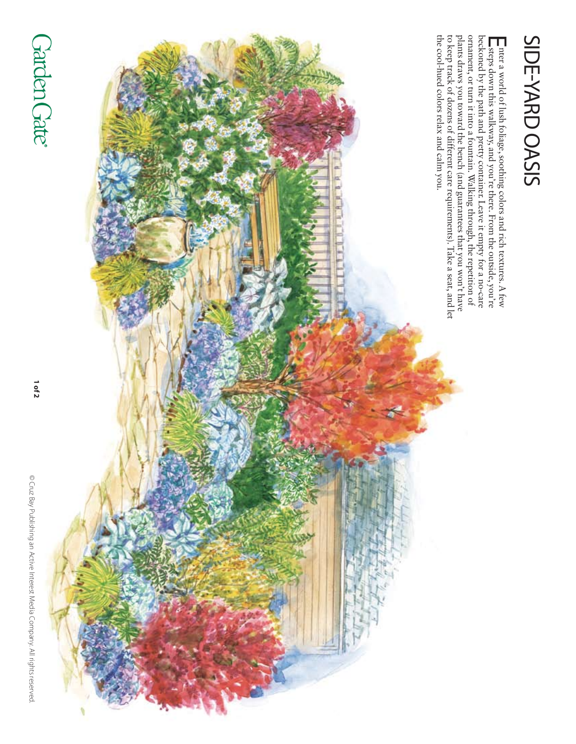# SIDE-YARD OASIS

Enter a world of lush foliage, soothing colors and rich textures. A few steps down this walkway, and you're there. From the outside, you're beckoned by the path and pretty container. Leave it empty for a no-care ornament, or turn it into a fountain. Walking through, the repetition of plants draws you toward the bench (and guarantees that you won't have to keep track of dozens of different care requirements). Take a seat, and let the cool-hued colors relax and calm you.

Garden Gate®

© Cruz Bay Publishing an Active Interest Media Company. All rights reserved.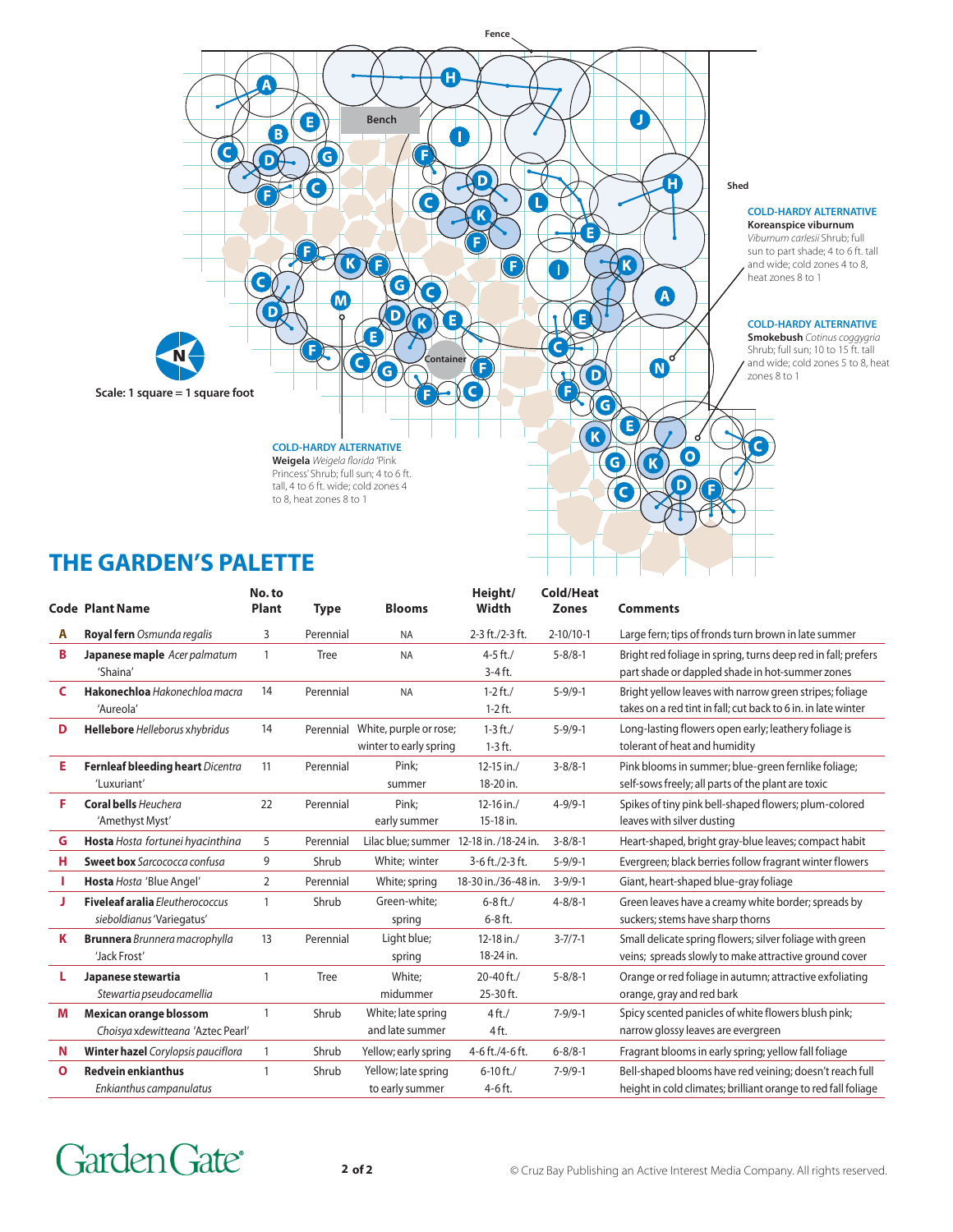Fence

Bench

Shed

Container

**COLD-HARDY ALTERNATIVE**
**Koreanspice viburnum**
*Viburnum carlesii* Shrub; full sun to part shade; 4 to 6 ft. tall and wide; cold zones 4 to 8, heat zones 8 to 1

**COLD-HARDY ALTERNATIVE**
**Smokebush** *Cotinus coggygria* Shrub; full sun; 10 to 15 ft. tall and wide; cold zones 5 to 8, heat zones 8 to 1

**COLD-HARDY ALTERNATIVE**
**Weigela** *Weigela florida* 'Pink Princess' Shrub; full sun; 4 to 6 ft. tall, 4 to 6 ft. wide; cold zones 4 to 8, heat zones 8 to 1

N

Scale: 1 square = 1 square foot

## THE GARDEN'S PALETTE

| Code | Plant Name | No. to Plant | Type | Blooms | Height/ Width | Cold/Heat Zones | Comments |
|---|---|---|---|---|---|---|---|
| A | **Royal fern** *Osmunda regalis* | 3 | Perennial | NA | 2-3 ft./2-3 ft. | 2-10/10-1 | Large fern; tips of fronds turn brown in late summer |
| B | **Japanese maple** *Acer palmatum* 'Shaina' | 1 | Tree | NA | 4-5 ft./ 3-4 ft. | 5-8/8-1 | Bright red foliage in spring, turns deep red in fall; prefers part shade or dappled shade in hot-summer zones |
| C | **Hakonechloa** *Hakonechloa macra* 'Aureola' | 14 | Perennial | NA | 1-2 ft./ 1-2 ft. | 5-9/9-1 | Bright yellow leaves with narrow green stripes; foliage takes on a red tint in fall; cut back to 6 in. in late winter |
| D | **Hellebore** *Helleborus xhybridus* | 14 | Perennial | White, purple or rose; winter to early spring | 1-3 ft./ 1-3 ft. | 5-9/9-1 | Long-lasting flowers open early; leathery foliage is tolerant of heat and humidity |
| E | **Fernleaf bleeding heart** *Dicentra* 'Luxuriant' | 11 | Perennial | Pink; summer | 12-15 in./ 18-20 in. | 3-8/8-1 | Pink blooms in summer; blue-green fernlike foliage; self-sows freely; all parts of the plant are toxic |
| F | **Coral bells** *Heuchera* 'Amethyst Myst' | 22 | Perennial | Pink; early summer | 12-16 in./ 15-18 in. | 4-9/9-1 | Spikes of tiny pink bell-shaped flowers; plum-colored leaves with silver dusting |
| G | **Hosta** *Hosta fortunei hyacinthina* | 5 | Perennial | Lilac blue; summer | 12-18 in. /18-24 in. | 3-8/8-1 | Heart-shaped, bright gray-blue leaves; compact habit |
| H | **Sweet box** *Sarcococca confusa* | 9 | Shrub | White; winter | 3-6 ft./2-3 ft. | 5-9/9-1 | Evergreen; black berries follow fragrant winter flowers |
| I | **Hosta** *Hosta* 'Blue Angel' | 2 | Perennial | White; spring | 18-30 in./36-48 in. | 3-9/9-1 | Giant, heart-shaped blue-gray foliage |
| J | **Fiveleaf aralia** *Eleutherococcus sieboldianus* 'Variegatus' | 1 | Shrub | Green-white; spring | 6-8 ft./ 6-8 ft. | 4-8/8-1 | Green leaves have a creamy white border; spreads by suckers; stems have sharp thorns |
| K | **Brunnera** *Brunnera macrophylla* 'Jack Frost' | 13 | Perennial | Light blue; spring | 12-18 in./ 18-24 in. | 3-7/7-1 | Small delicate spring flowers; silver foliage with green veins; spreads slowly to make attractive ground cover |
| L | **Japanese stewartia** *Stewartia pseudocamellia* | 1 | Tree | White; midsummer | 20-40 ft./ 25-30 ft. | 5-8/8-1 | Orange or red foliage in autumn; attractive exfoliating orange, gray and red bark |
| M | **Mexican orange blossom** *Choisya xdewitteana* 'Aztec Pearl' | 1 | Shrub | White; late spring and late summer | 4 ft./ 4 ft. | 7-9/9-1 | Spicy scented panicles of white flowers blush pink; narrow glossy leaves are evergreen |
| N | **Winter hazel** *Corylopsis pauciflora* | 1 | Shrub | Yellow; early spring | 4-6 ft./4-6 ft. | 6-8/8-1 | Fragrant blooms in early spring; yellow fall foliage |
| O | **Redvein enkianthus** *Enkianthus campanulatus* | 1 | Shrub | Yellow; late spring to early summer | 6-10 ft./ 4-6 ft. | 7-9/9-1 | Bell-shaped blooms have red veining; doesn't reach full height in cold climates; brilliant orange to red fall foliage |

Garden Gate®

© Cruz Bay Publishing an Active Interest Media Company. All rights reserved.